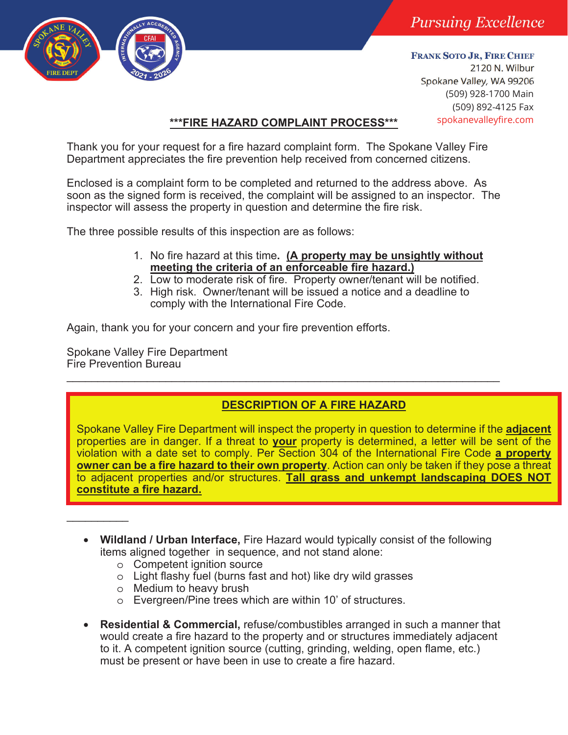*Pursuing Excellence*

**FRANK SOTO JR, FIRE CHIEF**
2120 N. Wilbur
Spokane Valley, WA 99206
(509) 928-1700 Main
(509) 892-4125 Fax
spokanevalleyfire.com

## ***FIRE HAZARD COMPLAINT PROCESS***

Thank you for your request for a fire hazard complaint form. The Spokane Valley Fire Department appreciates the fire prevention help received from concerned citizens.

Enclosed is a complaint form to be completed and returned to the address above. As soon as the signed form is received, the complaint will be assigned to an inspector. The inspector will assess the property in question and determine the fire risk.

The three possible results of this inspection are as follows:

1. No fire hazard at this time. **(A property may be unsightly without meeting the criteria of an enforceable fire hazard.)**
2. Low to moderate risk of fire. Property owner/tenant will be notified.
3. High risk. Owner/tenant will be issued a notice and a deadline to comply with the International Fire Code.

Again, thank you for your concern and your fire prevention efforts.

Spokane Valley Fire Department
Fire Prevention Bureau

---

### DESCRIPTION OF A FIRE HAZARD

Spokane Valley Fire Department will inspect the property in question to determine if the **adjacent** properties are in danger. If a threat to **your** property is determined, a letter will be sent of the violation with a date set to comply. Per Section 304 of the International Fire Code **a property owner can be a fire hazard to their own property**. Action can only be taken if they pose a threat to adjacent properties and/or structures. **Tall grass and unkempt landscaping DOES NOT constitute a fire hazard.**

---

- **Wildland / Urban Interface,** Fire Hazard would typically consist of the following items aligned together in sequence, and not stand alone:
  - Competent ignition source
  - Light flashy fuel (burns fast and hot) like dry wild grasses
  - Medium to heavy brush
  - Evergreen/Pine trees which are within 10' of structures.
- **Residential & Commercial,** refuse/combustibles arranged in such a manner that would create a fire hazard to the property and or structures immediately adjacent to it. A competent ignition source (cutting, grinding, welding, open flame, etc.) must be present or have been in use to create a fire hazard.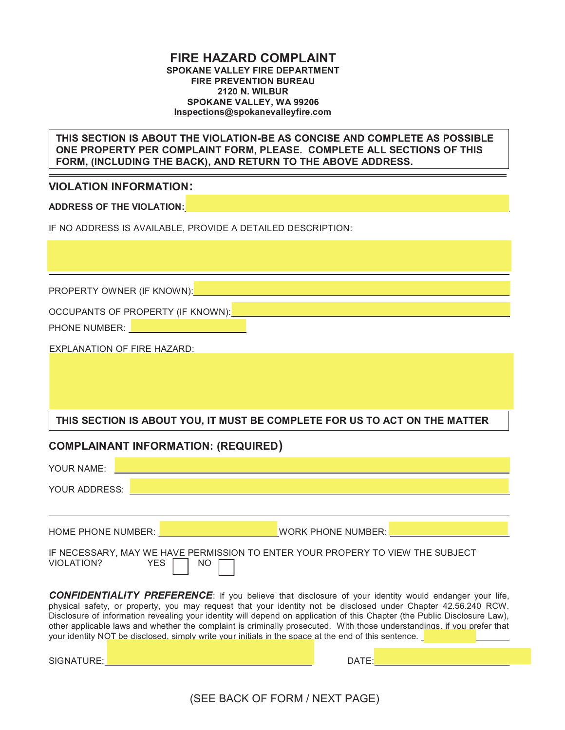# FIRE HAZARD COMPLAINT

**SPOKANE VALLEY FIRE DEPARTMENT**
**FIRE PREVENTION BUREAU**
**2120 N. WILBUR**
**SPOKANE VALLEY, WA 99206**
**Inspections@spokanevalleyfire.com**

**THIS SECTION IS ABOUT THE VIOLATION-BE AS CONCISE AND COMPLETE AS POSSIBLE ONE PROPERTY PER COMPLAINT FORM, PLEASE. COMPLETE ALL SECTIONS OF THIS FORM, (INCLUDING THE BACK), AND RETURN TO THE ABOVE ADDRESS.**

## VIOLATION INFORMATION:

**ADDRESS OF THE VIOLATION:** ______________________________

IF NO ADDRESS IS AVAILABLE, PROVIDE A DETAILED DESCRIPTION:

______________________________

PROPERTY OWNER (IF KNOWN): ______________________________

OCCUPANTS OF PROPERTY (IF KNOWN): ______________________________

PHONE NUMBER: ______________________________

EXPLANATION OF FIRE HAZARD:

______________________________

**THIS SECTION IS ABOUT YOU, IT MUST BE COMPLETE FOR US TO ACT ON THE MATTER**

## COMPLAINANT INFORMATION: (REQUIRED)

YOUR NAME: ______________________________

YOUR ADDRESS: ______________________________

______________________________

HOME PHONE NUMBER: ______________ WORK PHONE NUMBER: ______________

IF NECESSARY, MAY WE HAVE PERMISSION TO ENTER YOUR PROPERY TO VIEW THE SUBJECT VIOLATION? YES ☐ NO ☐

***CONFIDENTIALITY PREFERENCE***: If you believe that disclosure of your identity would endanger your life, physical safety, or property, you may request that your identity not be disclosed under Chapter 42.56.240 RCW. Disclosure of information revealing your identity will depend on application of this Chapter (the Public Disclosure Law), other applicable laws and whether the complaint is criminally prosecuted. With those understandings, if you prefer that your identity NOT be disclosed, simply write your initials in the space at the end of this sentence. ______________

SIGNATURE: ______________________________ DATE: ______________

(SEE BACK OF FORM / NEXT PAGE)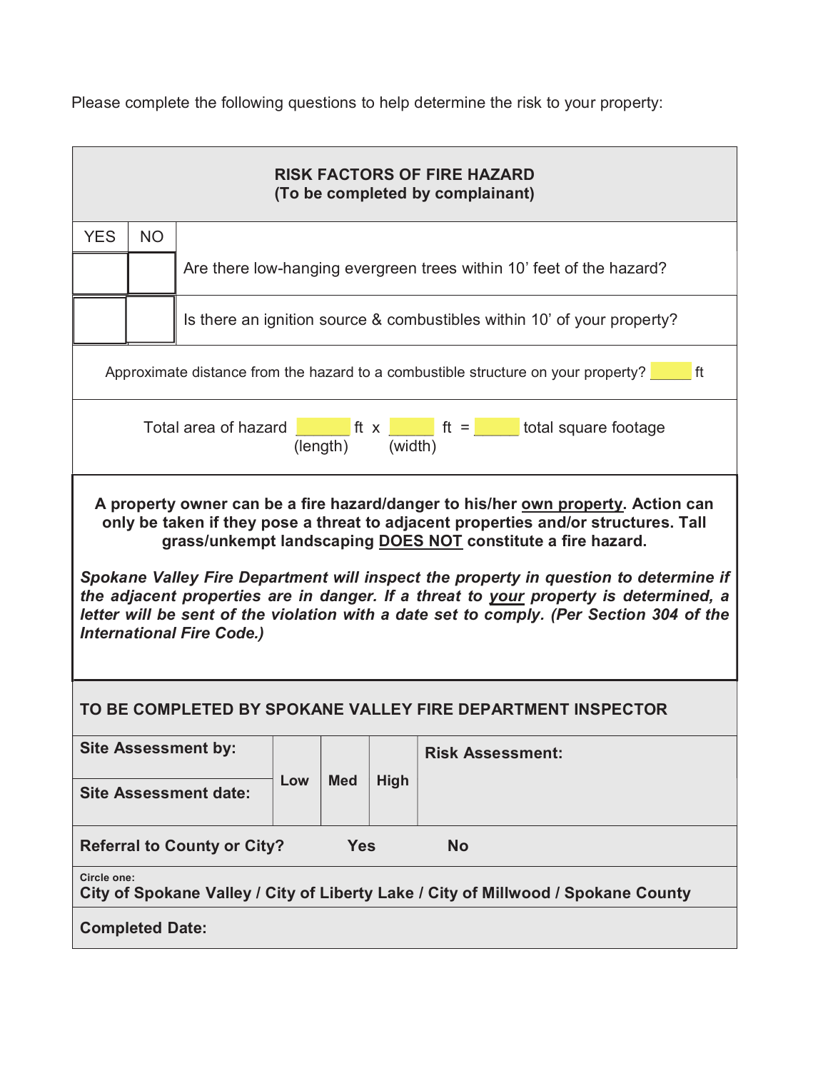Please complete the following questions to help determine the risk to your property:

**RISK FACTORS OF FIRE HAZARD**
**(To be completed by complainant)**

| YES | NO | |
|---|---|---|
| | | Are there low-hanging evergreen trees within 10' feet of the hazard? |
| | | Is there an ignition source & combustibles within 10' of your property? |

Approximate distance from the hazard to a combustible structure on your property? ______ ft

Total area of hazard ______ ft x ______ ft = ______ total square footage
(length) (width)

**A property owner can be a fire hazard/danger to his/her <u>own property</u>. Action can only be taken if they pose a threat to adjacent properties and/or structures. Tall grass/unkempt landscaping <u>DOES NOT</u> constitute a fire hazard.**

***Spokane Valley Fire Department will inspect the property in question to determine if the adjacent properties are in danger. If a threat to <u>your</u> property is determined, a letter will be sent of the violation with a date set to comply. (Per Section 304 of the International Fire Code.)***

**TO BE COMPLETED BY SPOKANE VALLEY FIRE DEPARTMENT INSPECTOR**

| | | | | |
|---|---|---|---|---|
| **Site Assessment by:** | **Low** | **Med** | **High** | **Risk Assessment:** |
| **Site Assessment date:** | | | | |

**Referral to County or City?** **Yes** **No**

Circle one:
**City of Spokane Valley / City of Liberty Lake / City of Millwood / Spokane County**

**Completed Date:**